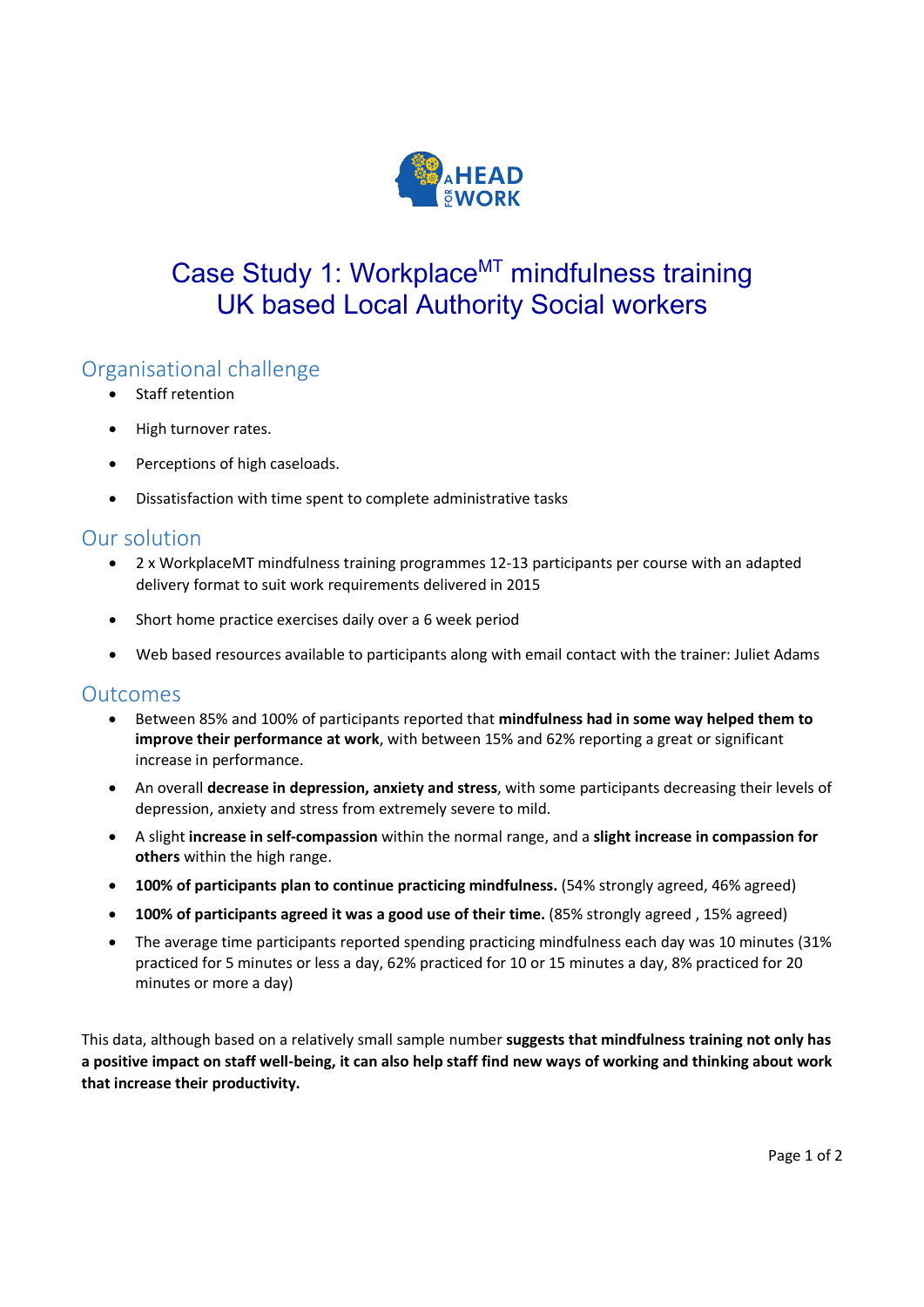# Case Study 1: Workplace$^{MT}$ mindfulness training UK based Local Authority Social workers

## Organisational challenge

- Staff retention
- High turnover rates.
- Perceptions of high caseloads.
- Dissatisfaction with time spent to complete administrative tasks

## Our solution

- 2 x WorkplaceMT mindfulness training programmes 12-13 participants per course with an adapted delivery format to suit work requirements delivered in 2015
- Short home practice exercises daily over a 6 week period
- Web based resources available to participants along with email contact with the trainer: Juliet Adams

## Outcomes

- Between 85% and 100% of participants reported that **mindfulness had in some way helped them to improve their performance at work**, with between 15% and 62% reporting a great or significant increase in performance.
- An overall **decrease in depression, anxiety and stress**, with some participants decreasing their levels of depression, anxiety and stress from extremely severe to mild.
- A slight **increase in self-compassion** within the normal range, and a **slight increase in compassion for others** within the high range.
- **100% of participants plan to continue practicing mindfulness.** (54% strongly agreed, 46% agreed)
- **100% of participants agreed it was a good use of their time.** (85% strongly agreed , 15% agreed)
- The average time participants reported spending practicing mindfulness each day was 10 minutes (31% practiced for 5 minutes or less a day, 62% practiced for 10 or 15 minutes a day, 8% practiced for 20 minutes or more a day)

This data, although based on a relatively small sample number **suggests that mindfulness training not only has a positive impact on staff well-being, it can also help staff find new ways of working and thinking about work that increase their productivity.**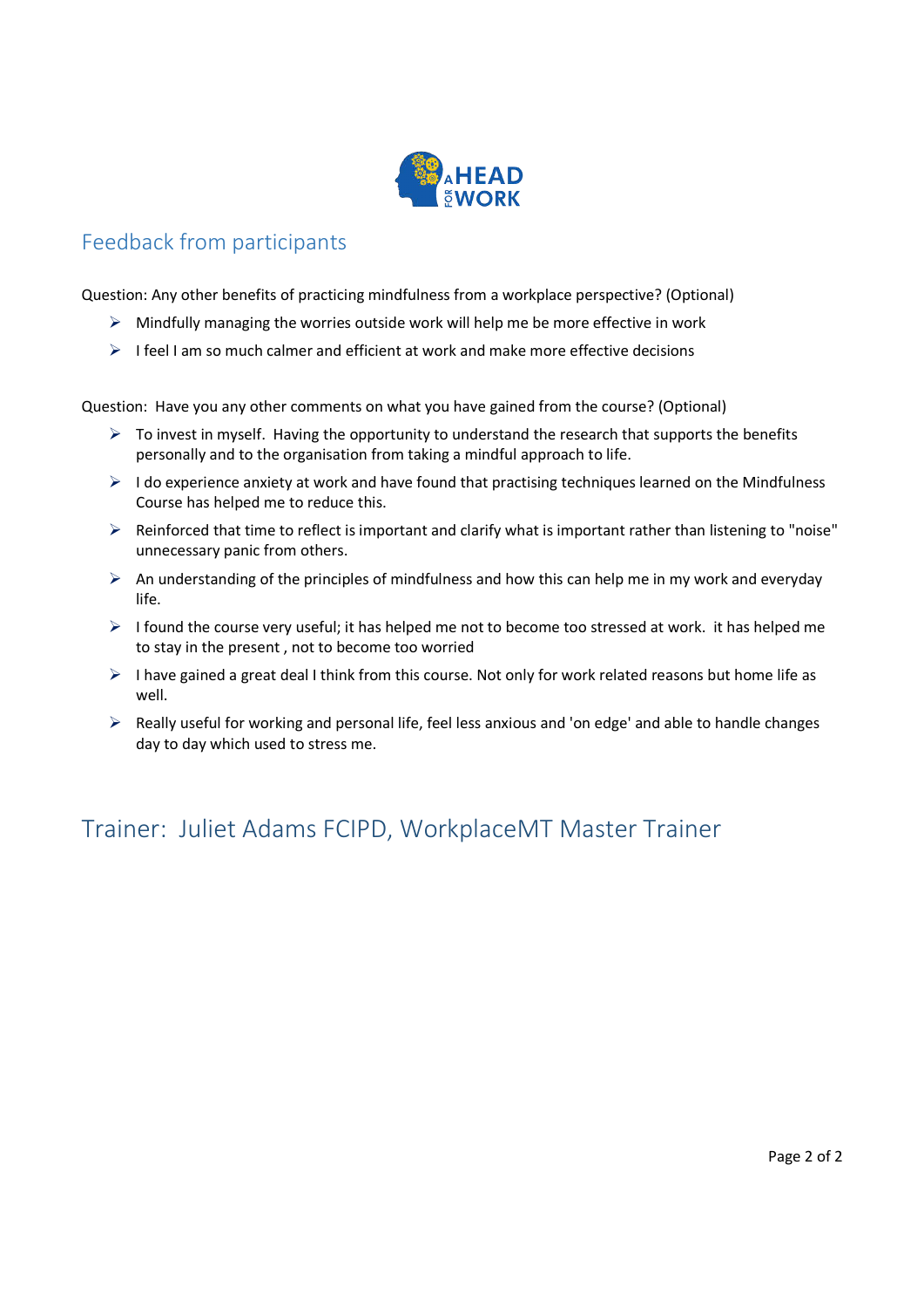## Feedback from participants

Question: Any other benefits of practicing mindfulness from a workplace perspective? (Optional)

- Mindfully managing the worries outside work will help me be more effective in work
- I feel I am so much calmer and efficient at work and make more effective decisions

Question: Have you any other comments on what you have gained from the course? (Optional)

- To invest in myself. Having the opportunity to understand the research that supports the benefits personally and to the organisation from taking a mindful approach to life.
- I do experience anxiety at work and have found that practising techniques learned on the Mindfulness Course has helped me to reduce this.
- Reinforced that time to reflect is important and clarify what is important rather than listening to "noise" unnecessary panic from others.
- An understanding of the principles of mindfulness and how this can help me in my work and everyday life.
- I found the course very useful; it has helped me not to become too stressed at work. it has helped me to stay in the present , not to become too worried
- I have gained a great deal I think from this course. Not only for work related reasons but home life as well.
- Really useful for working and personal life, feel less anxious and 'on edge' and able to handle changes day to day which used to stress me.

## Trainer: Juliet Adams FCIPD, WorkplaceMT Master Trainer